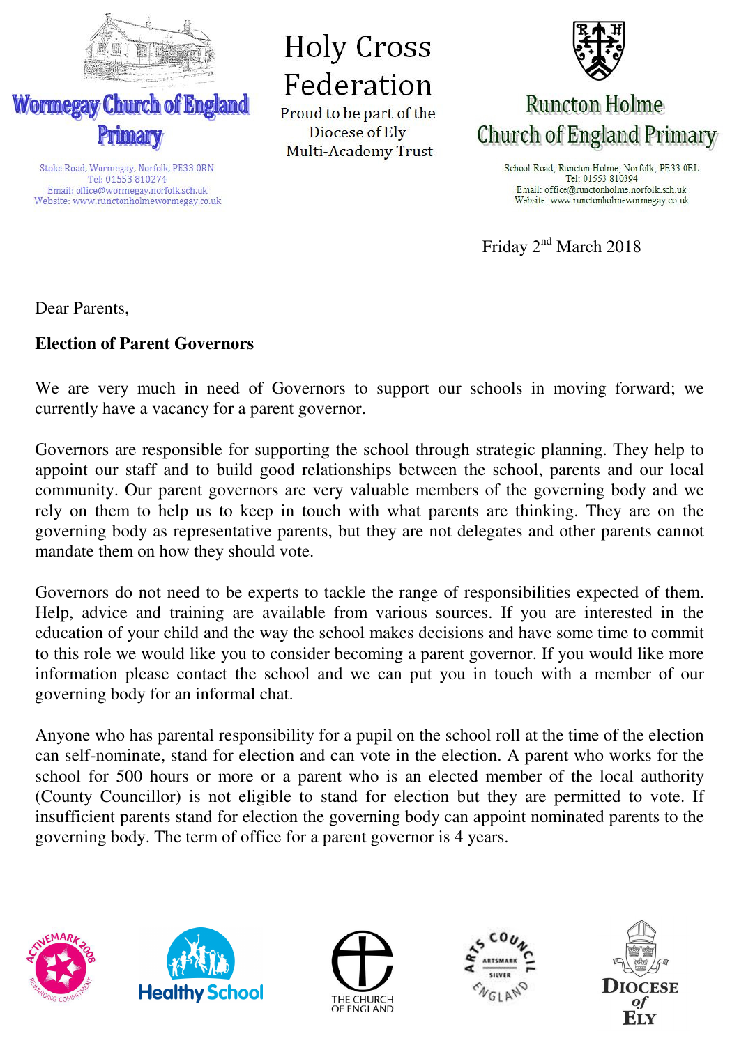Wormegay Church of England Primary

Stoke Road, Wormegay, Norfolk, PE33 0RN
Tel: 01553 810274
Email: office@wormegay.norfolk.sch.uk
Website: www.runctonholmewormegay.co.uk

# Holy Cross Federation

Proud to be part of the Diocese of Ely Multi-Academy Trust

Runcton Holme Church of England Primary

School Road, Runcton Holme, Norfolk, PE33 0EL
Tel: 01553 810394
Email: office@munctonholme.norfolk.sch.uk
Website: www.runctonholmewormegay.co.uk

Friday 2nd March 2018

Dear Parents,

**Election of Parent Governors**

We are very much in need of Governors to support our schools in moving forward; we currently have a vacancy for a parent governor.

Governors are responsible for supporting the school through strategic planning. They help to appoint our staff and to build good relationships between the school, parents and our local community. Our parent governors are very valuable members of the governing body and we rely on them to help us to keep in touch with what parents are thinking. They are on the governing body as representative parents, but they are not delegates and other parents cannot mandate them on how they should vote.

Governors do not need to be experts to tackle the range of responsibilities expected of them. Help, advice and training are available from various sources. If you are interested in the education of your child and the way the school makes decisions and have some time to commit to this role we would like you to consider becoming a parent governor. If you would like more information please contact the school and we can put you in touch with a member of our governing body for an informal chat.

Anyone who has parental responsibility for a pupil on the school roll at the time of the election can self-nominate, stand for election and can vote in the election. A parent who works for the school for 500 hours or more or a parent who is an elected member of the local authority (County Councillor) is not eligible to stand for election but they are permitted to vote. If insufficient parents stand for election the governing body can appoint nominated parents to the governing body. The term of office for a parent governor is 4 years.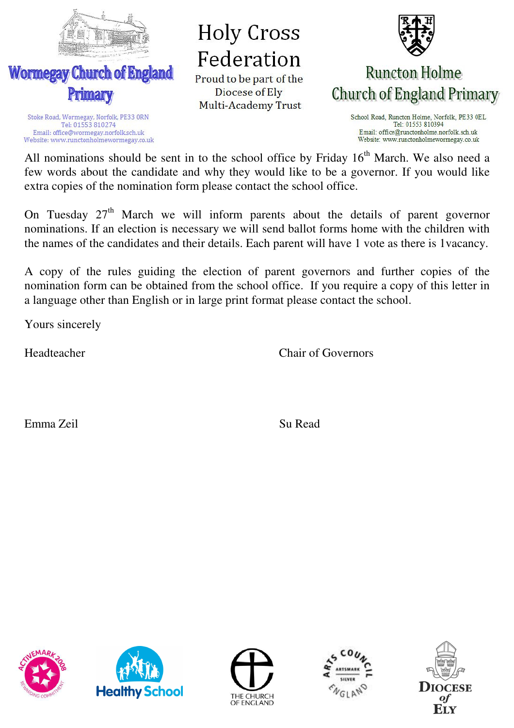Wormegay Church of England Primary

Stoke Road, Wormegay, Norfolk, PE33 0RN
Tel: 01553 810274
Email: office@wormegay.norfolk.sch.uk
Website: www.runctonholmewormegay.co.uk

# Holy Cross Federation

Proud to be part of the Diocese of Ely Multi-Academy Trust

Runcton Holme Church of England Primary

School Road, Runcton Holme, Norfolk, PE33 0EL
Tel: 01553 810394
Email: office@runctonholme.norfolk.sch.uk
Website: www.runctonholmewormegay.co.uk

All nominations should be sent in to the school office by Friday 16th March. We also need a few words about the candidate and why they would like to be a governor. If you would like extra copies of the nomination form please contact the school office.

On Tuesday 27th March we will inform parents about the details of parent governor nominations. If an election is necessary we will send ballot forms home with the children with the names of the candidates and their details. Each parent will have 1 vote as there is 1vacancy.

A copy of the rules guiding the election of parent governors and further copies of the nomination form can be obtained from the school office. If you require a copy of this letter in a language other than English or in large print format please contact the school.

Yours sincerely

Headteacher

Emma Zeil

Chair of Governors

Su Read